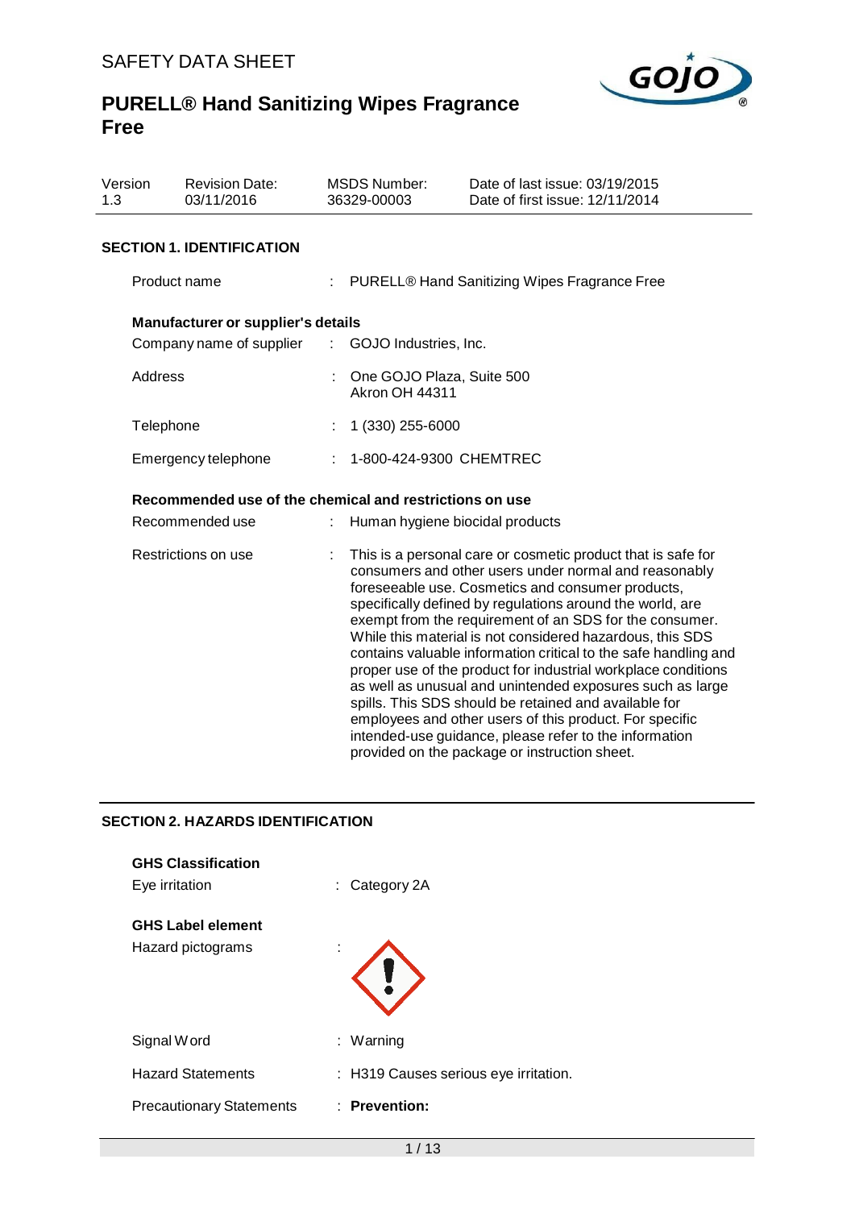# SAFETY DATA SHEET

# PURELL® Hand Sanitizing Wipes Fragrance Free

| Version | Revision Date: | MSDS Number: | Date of last issue: 03/19/2015 |
|---|---|---|---|
| 1.3 | 03/11/2016 | 36329-00003 | Date of first issue: 12/11/2014 |

## SECTION 1. IDENTIFICATION

Product name : PURELL® Hand Sanitizing Wipes Fragrance Free

**Manufacturer or supplier's details**

Company name of supplier : GOJO Industries, Inc.

Address : One GOJO Plaza, Suite 500
Akron OH 44311

Telephone : 1 (330) 255-6000

Emergency telephone : 1-800-424-9300 CHEMTREC

**Recommended use of the chemical and restrictions on use**

Recommended use : Human hygiene biocidal products

Restrictions on use : This is a personal care or cosmetic product that is safe for consumers and other users under normal and reasonably foreseeable use. Cosmetics and consumer products, specifically defined by regulations around the world, are exempt from the requirement of an SDS for the consumer. While this material is not considered hazardous, this SDS contains valuable information critical to the safe handling and proper use of the product for industrial workplace conditions as well as unusual and unintended exposures such as large spills. This SDS should be retained and available for employees and other users of this product. For specific intended-use guidance, please refer to the information provided on the package or instruction sheet.

## SECTION 2. HAZARDS IDENTIFICATION

**GHS Classification**

Eye irritation : Category 2A

**GHS Label element**

Hazard pictograms :

Signal Word : Warning

Hazard Statements : H319 Causes serious eye irritation.

Precautionary Statements : **Prevention:**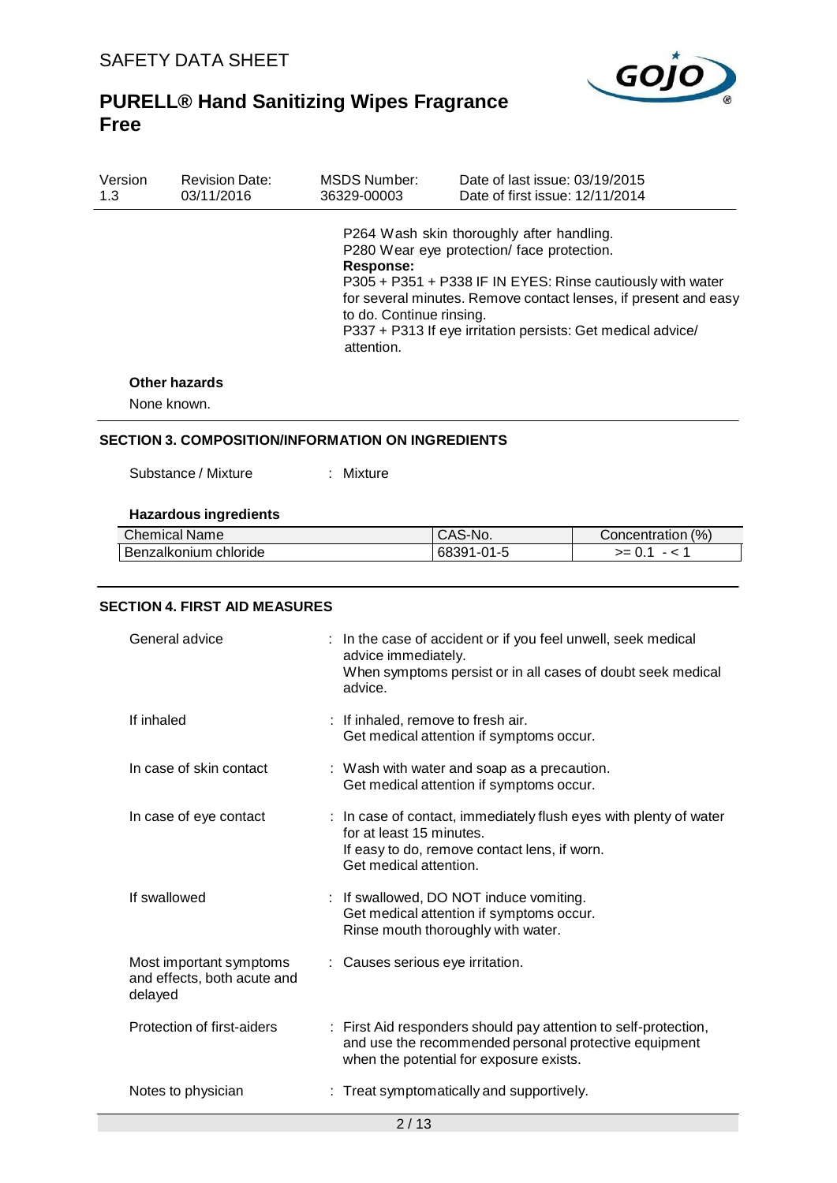P264 Wash skin thoroughly after handling.
P280 Wear eye protection/ face protection.

**Response:**

P305 + P351 + P338 IF IN EYES: Rinse cautiously with water for several minutes. Remove contact lenses, if present and easy to do. Continue rinsing.
P337 + P313 If eye irritation persists: Get medical advice/ attention.

**Other hazards**

None known.

## SECTION 3. COMPOSITION/INFORMATION ON INGREDIENTS

Substance / Mixture : Mixture

**Hazardous ingredients**

| Chemical Name | CAS-No. | Concentration (%) |
|---|---|---|
| Benzalkonium chloride | 68391-01-5 | >= 0.1 - < 1 |

## SECTION 4. FIRST AID MEASURES

General advice : In the case of accident or if you feel unwell, seek medical advice immediately.
When symptoms persist or in all cases of doubt seek medical advice.

If inhaled : If inhaled, remove to fresh air.
Get medical attention if symptoms occur.

In case of skin contact : Wash with water and soap as a precaution.
Get medical attention if symptoms occur.

In case of eye contact : In case of contact, immediately flush eyes with plenty of water for at least 15 minutes.
If easy to do, remove contact lens, if worn.
Get medical attention.

If swallowed : If swallowed, DO NOT induce vomiting.
Get medical attention if symptoms occur.
Rinse mouth thoroughly with water.

Most important symptoms and effects, both acute and delayed : Causes serious eye irritation.

Protection of first-aiders : First Aid responders should pay attention to self-protection, and use the recommended personal protective equipment when the potential for exposure exists.

Notes to physician : Treat symptomatically and supportively.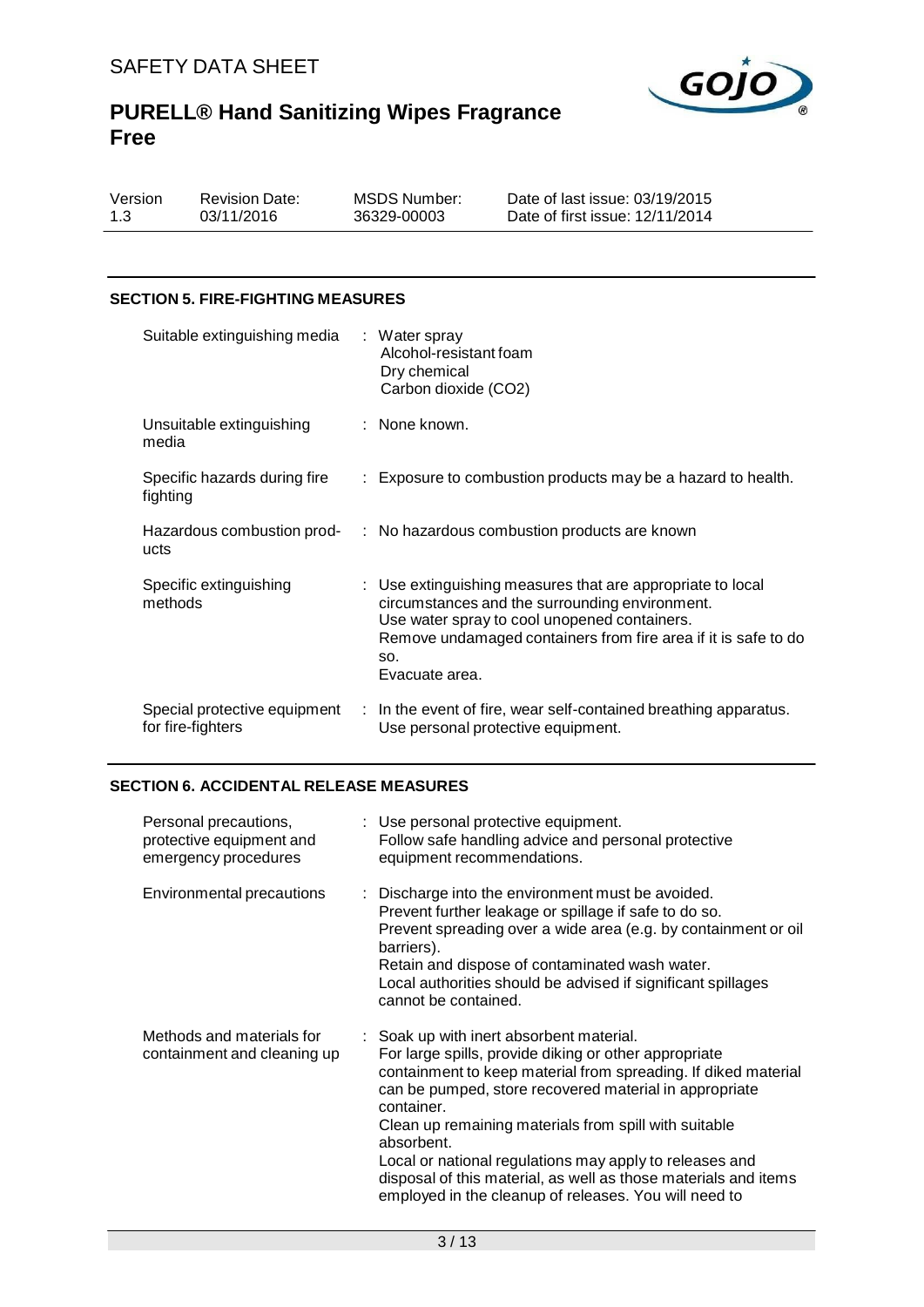## SECTION 5. FIRE-FIGHTING MEASURES

| | |
|---|---|
| Suitable extinguishing media | : Water spray<br>Alcohol-resistant foam<br>Dry chemical<br>Carbon dioxide ($CO_2$) |
| Unsuitable extinguishing media | : None known. |
| Specific hazards during fire fighting | : Exposure to combustion products may be a hazard to health. |
| Hazardous combustion products | : No hazardous combustion products are known |
| Specific extinguishing methods | : Use extinguishing measures that are appropriate to local circumstances and the surrounding environment.<br>Use water spray to cool unopened containers.<br>Remove undamaged containers from fire area if it is safe to do so.<br>Evacuate area. |
| Special protective equipment for fire-fighters | : In the event of fire, wear self-contained breathing apparatus.<br>Use personal protective equipment. |

## SECTION 6. ACCIDENTAL RELEASE MEASURES

| | |
|---|---|
| Personal precautions, protective equipment and emergency procedures | : Use personal protective equipment.<br>Follow safe handling advice and personal protective equipment recommendations. |
| Environmental precautions | : Discharge into the environment must be avoided.<br>Prevent further leakage or spillage if safe to do so.<br>Prevent spreading over a wide area (e.g. by containment or oil barriers).<br>Retain and dispose of contaminated wash water.<br>Local authorities should be advised if significant spillages cannot be contained. |
| Methods and materials for containment and cleaning up | : Soak up with inert absorbent material.<br>For large spills, provide diking or other appropriate containment to keep material from spreading. If diked material can be pumped, store recovered material in appropriate container.<br>Clean up remaining materials from spill with suitable absorbent.<br>Local or national regulations may apply to releases and disposal of this material, as well as those materials and items employed in the cleanup of releases. You will need to |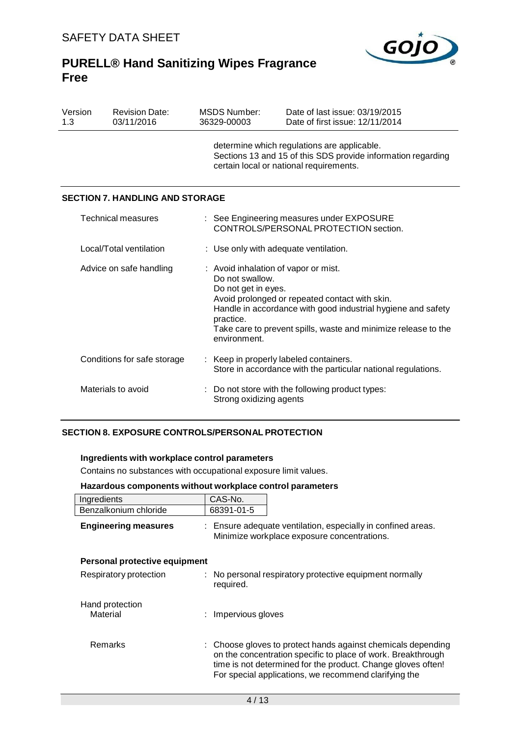determine which regulations are applicable.
Sections 13 and 15 of this SDS provide information regarding certain local or national requirements.

## SECTION 7. HANDLING AND STORAGE

Technical measures : See Engineering measures under EXPOSURE CONTROLS/PERSONAL PROTECTION section.

Local/Total ventilation : Use only with adequate ventilation.

Advice on safe handling : Avoid inhalation of vapor or mist.
Do not swallow.
Do not get in eyes.
Avoid prolonged or repeated contact with skin.
Handle in accordance with good industrial hygiene and safety practice.
Take care to prevent spills, waste and minimize release to the environment.

Conditions for safe storage : Keep in properly labeled containers.
Store in accordance with the particular national regulations.

Materials to avoid : Do not store with the following product types:
Strong oxidizing agents

## SECTION 8. EXPOSURE CONTROLS/PERSONAL PROTECTION

**Ingredients with workplace control parameters**

Contains no substances with occupational exposure limit values.

**Hazardous components without workplace control parameters**

| Ingredients | CAS-No. |
| --- | --- |
| Benzalkonium chloride | 68391-01-5 |

**Engineering measures** : Ensure adequate ventilation, especially in confined areas.
Minimize workplace exposure concentrations.

**Personal protective equipment**

Respiratory protection : No personal respiratory protective equipment normally required.

Hand protection
Material : Impervious gloves

Remarks : Choose gloves to protect hands against chemicals depending on the concentration specific to place of work. Breakthrough time is not determined for the product. Change gloves often! For special applications, we recommend clarifying the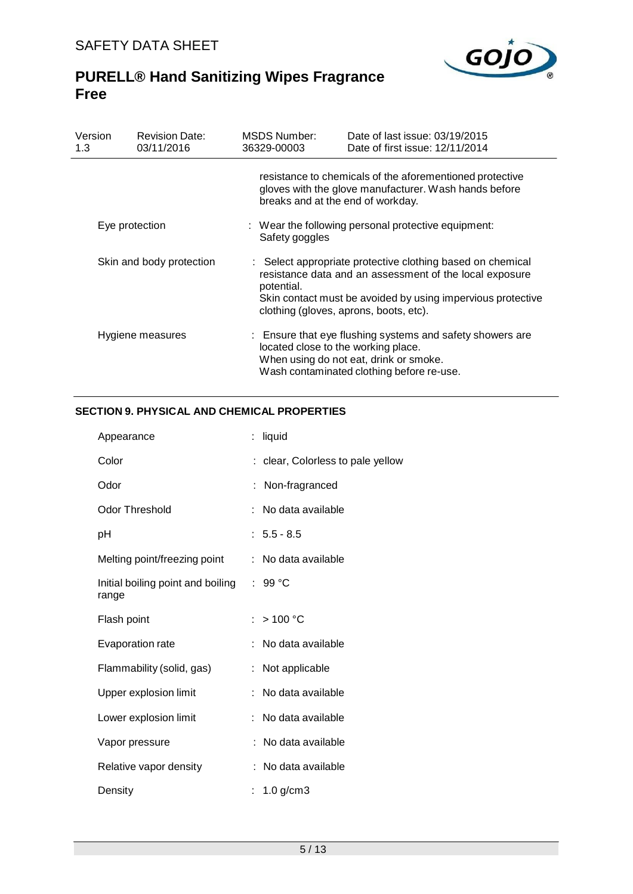| | |
|---|---|
| | resistance to chemicals of the aforementioned protective gloves with the glove manufacturer. Wash hands before breaks and at the end of workday. |
| Eye protection | : Wear the following personal protective equipment: Safety goggles |
| Skin and body protection | : Select appropriate protective clothing based on chemical resistance data and an assessment of the local exposure potential. Skin contact must be avoided by using impervious protective clothing (gloves, aprons, boots, etc). |
| Hygiene measures | : Ensure that eye flushing systems and safety showers are located close to the working place. When using do not eat, drink or smoke. Wash contaminated clothing before re-use. |

## SECTION 9. PHYSICAL AND CHEMICAL PROPERTIES

| | |
|---|---|
| Appearance | : liquid |
| Color | : clear, Colorless to pale yellow |
| Odor | : Non-fragranced |
| Odor Threshold | : No data available |
| pH | : 5.5 - 8.5 |
| Melting point/freezing point | : No data available |
| Initial boiling point and boiling range | : 99 °C |
| Flash point | : > 100 °C |
| Evaporation rate | : No data available |
| Flammability (solid, gas) | : Not applicable |
| Upper explosion limit | : No data available |
| Lower explosion limit | : No data available |
| Vapor pressure | : No data available |
| Relative vapor density | : No data available |
| Density | : 1.0 g/cm3 |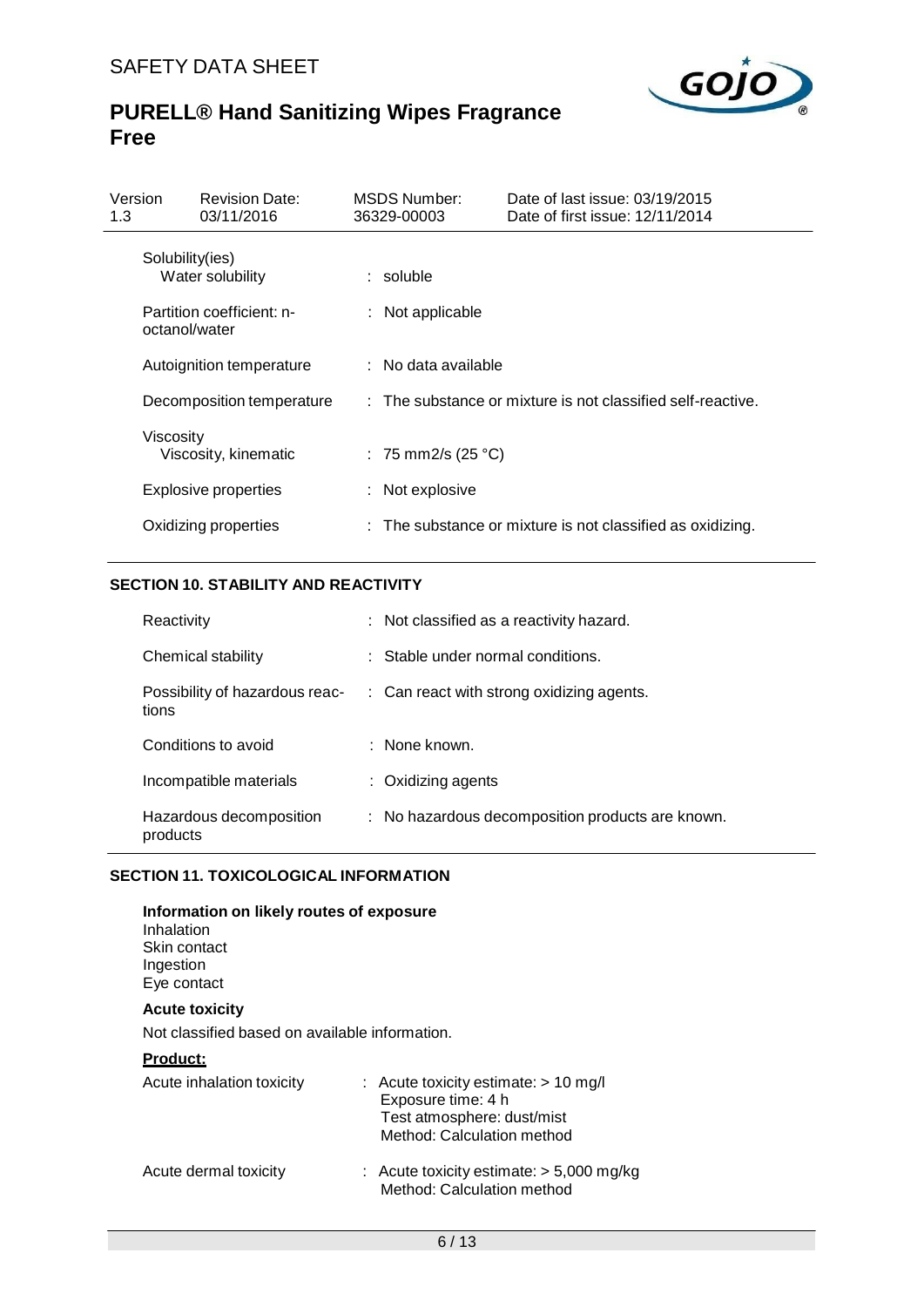| | |
|---|---|
| Solubility(ies)<br>Water solubility | : soluble |
| Partition coefficient: n-octanol/water | : Not applicable |
| Autoignition temperature | : No data available |
| Decomposition temperature | : The substance or mixture is not classified self-reactive. |
| Viscosity<br>Viscosity, kinematic | : 75 mm2/s (25 °C) |
| Explosive properties | : Not explosive |
| Oxidizing properties | : The substance or mixture is not classified as oxidizing. |

## SECTION 10. STABILITY AND REACTIVITY

| | |
|---|---|
| Reactivity | : Not classified as a reactivity hazard. |
| Chemical stability | : Stable under normal conditions. |
| Possibility of hazardous reactions | : Can react with strong oxidizing agents. |
| Conditions to avoid | : None known. |
| Incompatible materials | : Oxidizing agents |
| Hazardous decomposition products | : No hazardous decomposition products are known. |

## SECTION 11. TOXICOLOGICAL INFORMATION

**Information on likely routes of exposure**
Inhalation
Skin contact
Ingestion
Eye contact

**Acute toxicity**

Not classified based on available information.

**Product:**

| | |
|---|---|
| Acute inhalation toxicity | : Acute toxicity estimate: > 10 mg/l<br>Exposure time: 4 h<br>Test atmosphere: dust/mist<br>Method: Calculation method |
| Acute dermal toxicity | : Acute toxicity estimate: > 5,000 mg/kg<br>Method: Calculation method |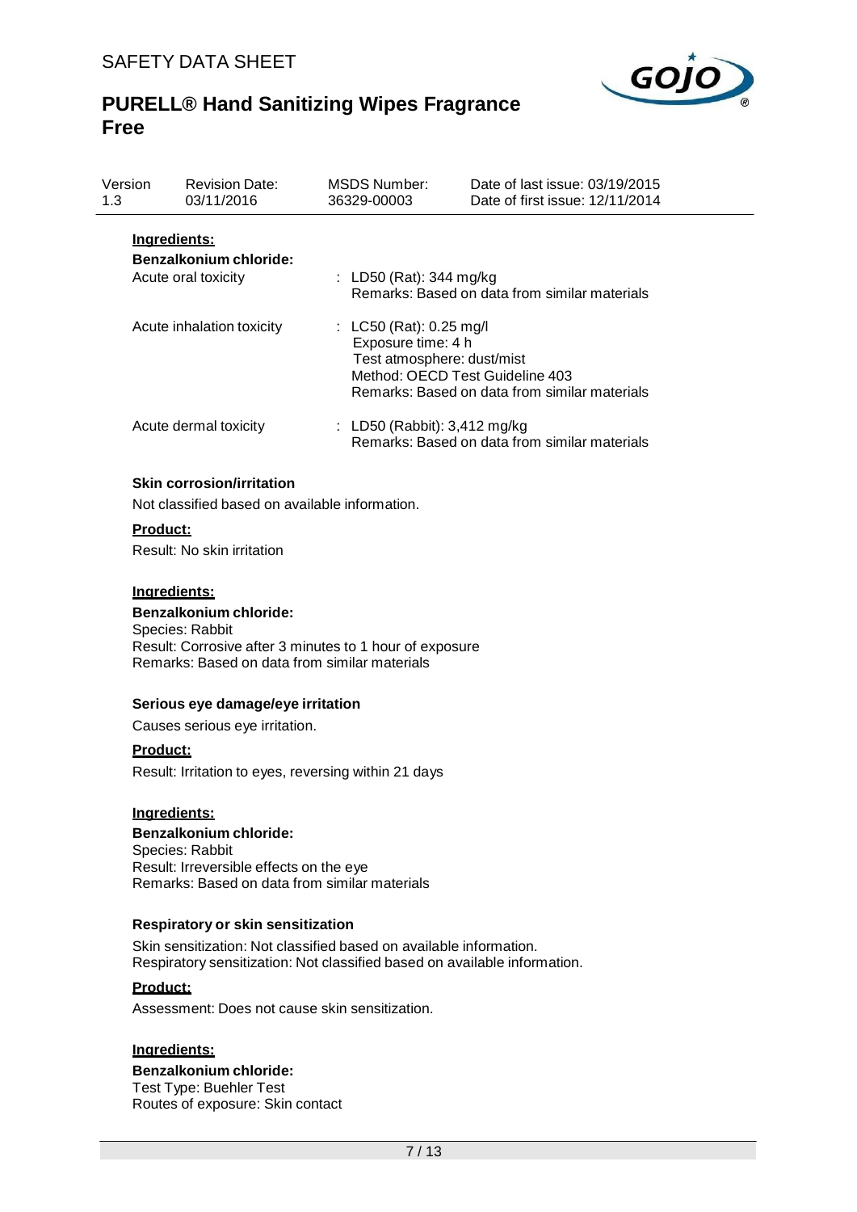**Ingredients:**

**Benzalkonium chloride:**

| | |
|---|---|
| Acute oral toxicity | : LD50 (Rat): 344 mg/kg<br>Remarks: Based on data from similar materials |
| Acute inhalation toxicity | : LC50 (Rat): 0.25 mg/l<br>Exposure time: 4 h<br>Test atmosphere: dust/mist<br>Method: OECD Test Guideline 403<br>Remarks: Based on data from similar materials |
| Acute dermal toxicity | : LD50 (Rabbit): 3,412 mg/kg<br>Remarks: Based on data from similar materials |

### Skin corrosion/irritation

Not classified based on available information.

**Product:**

Result: No skin irritation

**Ingredients:**

**Benzalkonium chloride:**
Species: Rabbit
Result: Corrosive after 3 minutes to 1 hour of exposure
Remarks: Based on data from similar materials

### Serious eye damage/eye irritation

Causes serious eye irritation.

**Product:**

Result: Irritation to eyes, reversing within 21 days

**Ingredients:**

**Benzalkonium chloride:**
Species: Rabbit
Result: Irreversible effects on the eye
Remarks: Based on data from similar materials

### Respiratory or skin sensitization

Skin sensitization: Not classified based on available information.
Respiratory sensitization: Not classified based on available information.

**Product:**

Assessment: Does not cause skin sensitization.

**Ingredients:**

**Benzalkonium chloride:**
Test Type: Buehler Test
Routes of exposure: Skin contact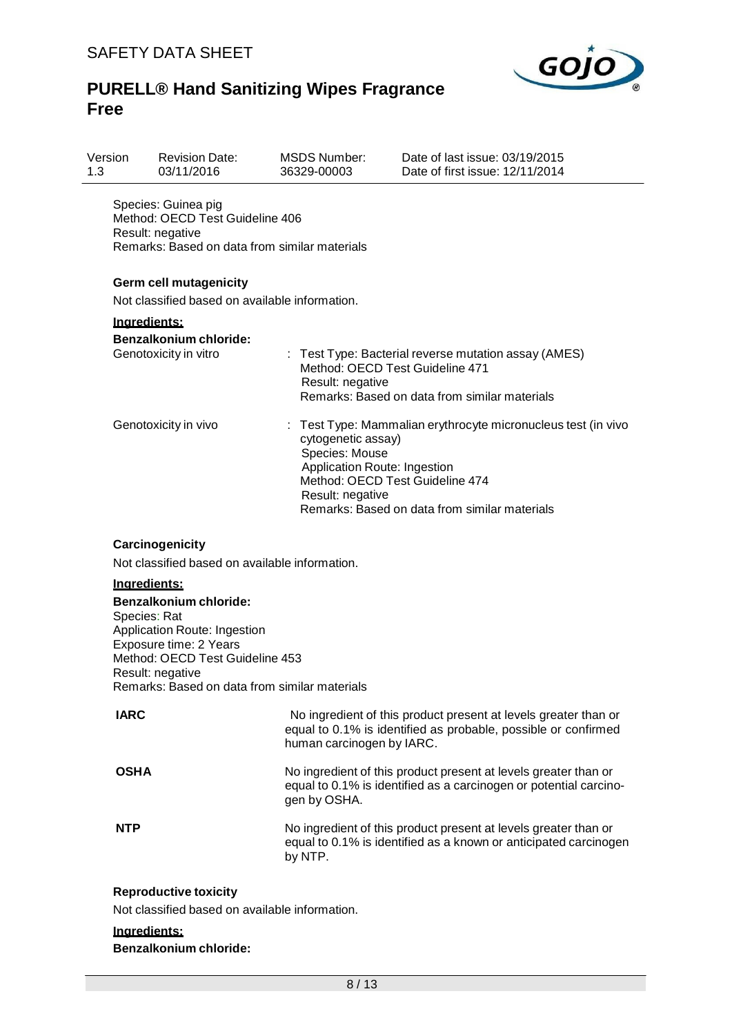Species: Guinea pig
Method: OECD Test Guideline 406
Result: negative
Remarks: Based on data from similar materials

### Germ cell mutagenicity

Not classified based on available information.

**Ingredients:**

**Benzalkonium chloride:**

| | |
|---|---|
| Genotoxicity in vitro | : Test Type: Bacterial reverse mutation assay (AMES)<br>Method: OECD Test Guideline 471<br>Result: negative<br>Remarks: Based on data from similar materials |
| Genotoxicity in vivo | : Test Type: Mammalian erythrocyte micronucleus test (in vivo cytogenetic assay)<br>Species: Mouse<br>Application Route: Ingestion<br>Method: OECD Test Guideline 474<br>Result: negative<br>Remarks: Based on data from similar materials |

### Carcinogenicity

Not classified based on available information.

**Ingredients:**

**Benzalkonium chloride:**

Species: Rat
Application Route: Ingestion
Exposure time: 2 Years
Method: OECD Test Guideline 453
Result: negative
Remarks: Based on data from similar materials

| | |
|---|---|
| **IARC** | No ingredient of this product present at levels greater than or equal to 0.1% is identified as probable, possible or confirmed human carcinogen by IARC. |
| **OSHA** | No ingredient of this product present at levels greater than or equal to 0.1% is identified as a carcinogen or potential carcinogen by OSHA. |
| **NTP** | No ingredient of this product present at levels greater than or equal to 0.1% is identified as a known or anticipated carcinogen by NTP. |

### Reproductive toxicity

Not classified based on available information.

**Ingredients:**

**Benzalkonium chloride:**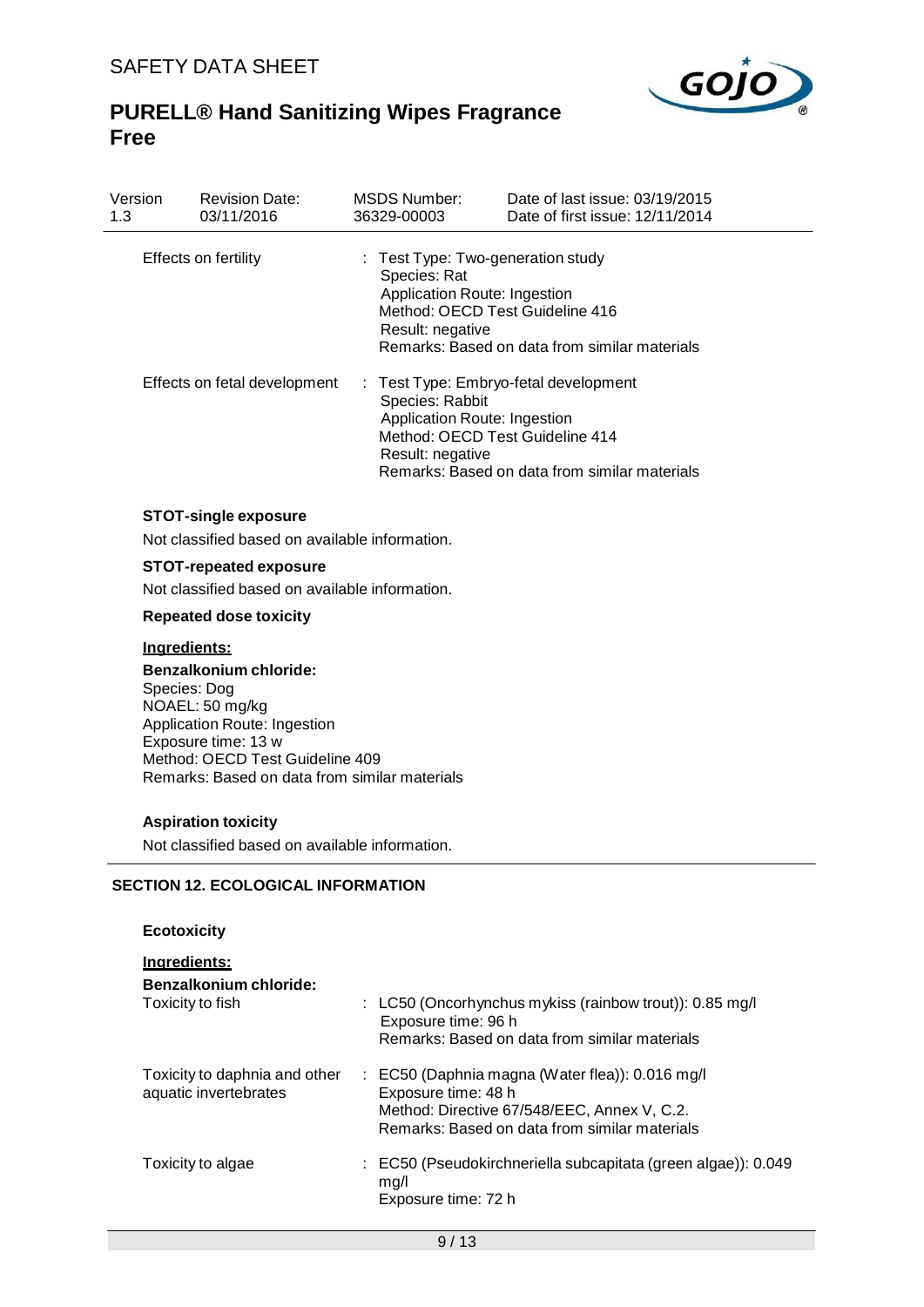| | |
|---|---|
| Effects on fertility | : Test Type: Two-generation study<br>Species: Rat<br>Application Route: Ingestion<br>Method: OECD Test Guideline 416<br>Result: negative<br>Remarks: Based on data from similar materials |
| Effects on fetal development | : Test Type: Embryo-fetal development<br>Species: Rabbit<br>Application Route: Ingestion<br>Method: OECD Test Guideline 414<br>Result: negative<br>Remarks: Based on data from similar materials |

**STOT-single exposure**

Not classified based on available information.

**STOT-repeated exposure**

Not classified based on available information.

**Repeated dose toxicity**

**Ingredients:**

**Benzalkonium chloride:**
Species: Dog
NOAEL: 50 mg/kg
Application Route: Ingestion
Exposure time: 13 w
Method: OECD Test Guideline 409
Remarks: Based on data from similar materials

**Aspiration toxicity**

Not classified based on available information.

## SECTION 12. ECOLOGICAL INFORMATION

**Ecotoxicity**

**Ingredients:**

**Benzalkonium chloride:**

| | |
|---|---|
| Toxicity to fish | : LC50 (Oncorhynchus mykiss (rainbow trout)): 0.85 mg/l<br>Exposure time: 96 h<br>Remarks: Based on data from similar materials |
| Toxicity to daphnia and other aquatic invertebrates | : EC50 (Daphnia magna (Water flea)): 0.016 mg/l<br>Exposure time: 48 h<br>Method: Directive 67/548/EEC, Annex V, C.2.<br>Remarks: Based on data from similar materials |
| Toxicity to algae | : EC50 (Pseudokirchneriella subcapitata (green algae)): 0.049 mg/l<br>Exposure time: 72 h |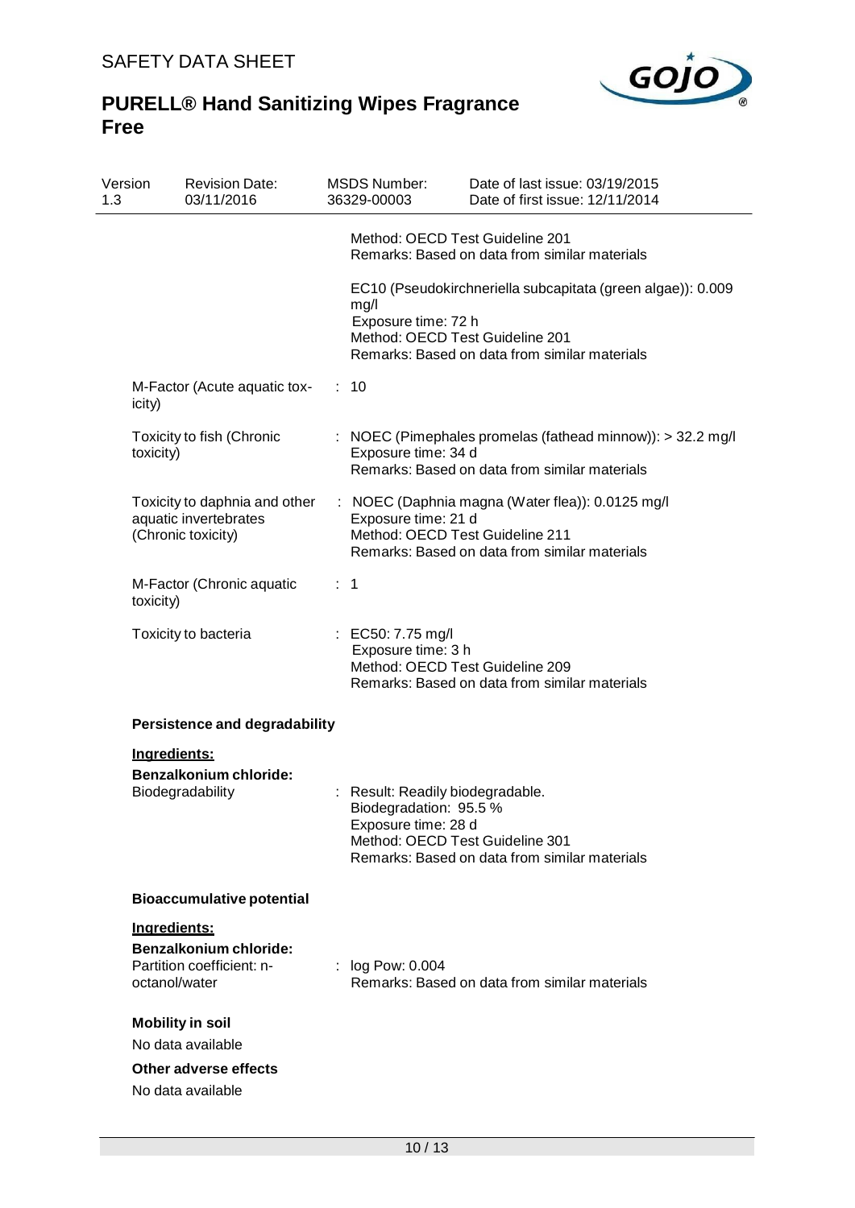Method: OECD Test Guideline 201
Remarks: Based on data from similar materials

EC10 (Pseudokirchneriella subcapitata (green algae)): 0.009 mg/l
Exposure time: 72 h
Method: OECD Test Guideline 201
Remarks: Based on data from similar materials

M-Factor (Acute aquatic toxicity) : 10

Toxicity to fish (Chronic toxicity) : NOEC (Pimephales promelas (fathead minnow)): > 32.2 mg/l
Exposure time: 34 d
Remarks: Based on data from similar materials

Toxicity to daphnia and other aquatic invertebrates (Chronic toxicity) : NOEC (Daphnia magna (Water flea)): 0.0125 mg/l
Exposure time: 21 d
Method: OECD Test Guideline 211
Remarks: Based on data from similar materials

M-Factor (Chronic aquatic toxicity) : 1

Toxicity to bacteria : EC50: 7.75 mg/l
Exposure time: 3 h
Method: OECD Test Guideline 209
Remarks: Based on data from similar materials

**Persistence and degradability**

**Ingredients:**

**Benzalkonium chloride:**

Biodegradability : Result: Readily biodegradable.
Biodegradation: 95.5 %
Exposure time: 28 d
Method: OECD Test Guideline 301
Remarks: Based on data from similar materials

**Bioaccumulative potential**

**Ingredients:**

**Benzalkonium chloride:**

Partition coefficient: n-octanol/water : log Pow: 0.004
Remarks: Based on data from similar materials

**Mobility in soil**

No data available

**Other adverse effects**

No data available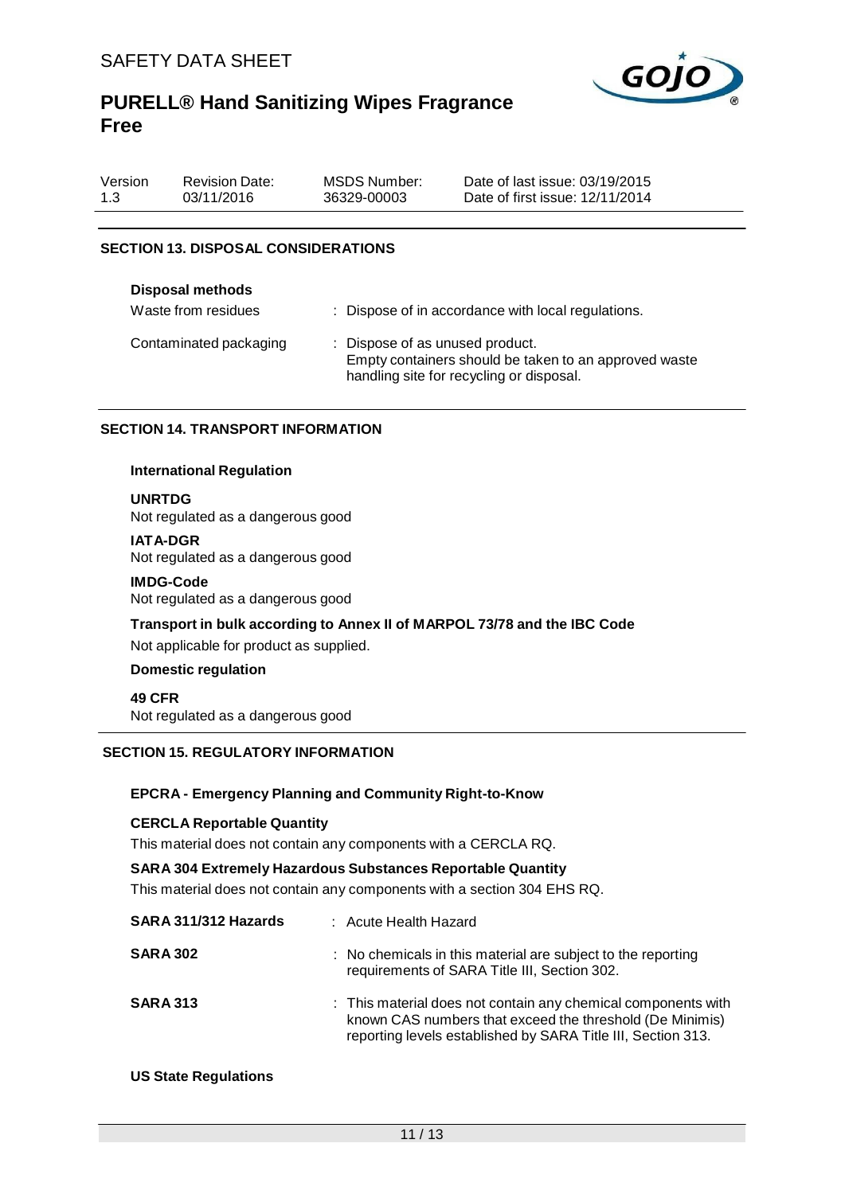## SECTION 13. DISPOSAL CONSIDERATIONS

**Disposal methods**

| | |
|---|---|
| Waste from residues | : Dispose of in accordance with local regulations. |
| Contaminated packaging | : Dispose of as unused product. Empty containers should be taken to an approved waste handling site for recycling or disposal. |

## SECTION 14. TRANSPORT INFORMATION

**International Regulation**

**UNRTDG**
Not regulated as a dangerous good

**IATA-DGR**
Not regulated as a dangerous good

**IMDG-Code**
Not regulated as a dangerous good

**Transport in bulk according to Annex II of MARPOL 73/78 and the IBC Code**

Not applicable for product as supplied.

**Domestic regulation**

**49 CFR**
Not regulated as a dangerous good

## SECTION 15. REGULATORY INFORMATION

**EPCRA - Emergency Planning and Community Right-to-Know**

**CERCLA Reportable Quantity**

This material does not contain any components with a CERCLA RQ.

**SARA 304 Extremely Hazardous Substances Reportable Quantity**

This material does not contain any components with a section 304 EHS RQ.

| | |
|---|---|
| **SARA 311/312 Hazards** | : Acute Health Hazard |
| **SARA 302** | : No chemicals in this material are subject to the reporting requirements of SARA Title III, Section 302. |
| **SARA 313** | : This material does not contain any chemical components with known CAS numbers that exceed the threshold (De Minimis) reporting levels established by SARA Title III, Section 313. |

**US State Regulations**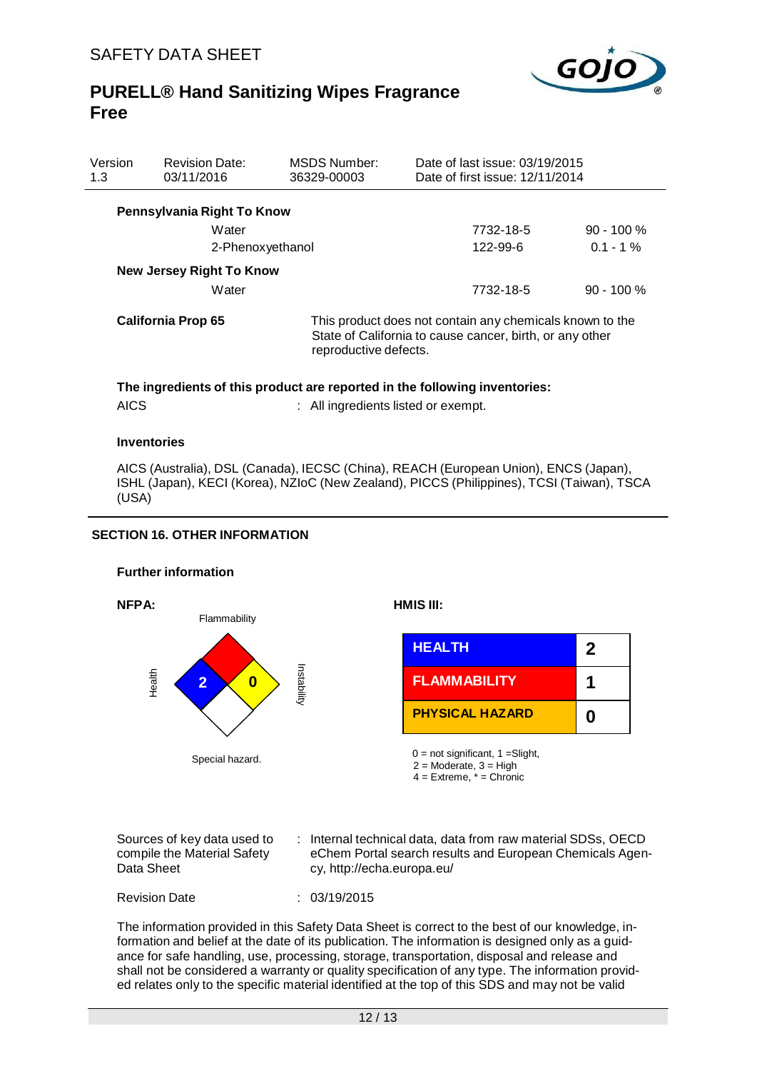| Version | Revision Date: | MSDS Number: | Date of last issue: 03/19/2015 |
| --- | --- | --- | --- |
| 1.3 | 03/11/2016 | 36329-00003 | Date of first issue: 12/11/2014 |

**Pennsylvania Right To Know**

| | | |
| --- | --- | --- |
| Water | 7732-18-5 | 90 - 100 % |
| 2-Phenoxyethanol | 122-99-6 | 0.1 - 1 % |

**New Jersey Right To Know**

| | | |
| --- | --- | --- |
| Water | 7732-18-5 | 90 - 100 % |

**California Prop 65** This product does not contain any chemicals known to the State of California to cause cancer, birth, or any other reproductive defects.

**The ingredients of this product are reported in the following inventories:**

AICS : All ingredients listed or exempt.

**Inventories**

AICS (Australia), DSL (Canada), IECSC (China), REACH (European Union), ENCS (Japan), ISHL (Japan), KECI (Korea), NZIoC (New Zealand), PICCS (Philippines), TCSI (Taiwan), TSCA (USA)

## SECTION 16. OTHER INFORMATION

**Further information**

**NFPA:**

Flammability

Health: 2

Instability: 0

Special hazard.

**HMIS III:**

| | |
| --- | --- |
| HEALTH | 2 |
| FLAMMABILITY | 1 |
| PHYSICAL HAZARD | 0 |

0 = not significant, 1 =Slight,
2 = Moderate, 3 = High
4 = Extreme, * = Chronic

Sources of key data used to compile the Material Safety Data Sheet : Internal technical data, data from raw material SDSs, OECD eChem Portal search results and European Chemicals Agency, http://echa.europa.eu/

Revision Date : 03/19/2015

The information provided in this Safety Data Sheet is correct to the best of our knowledge, information and belief at the date of its publication. The information is designed only as a guidance for safe handling, use, processing, storage, transportation, disposal and release and shall not be considered a warranty or quality specification of any type. The information provided relates only to the specific material identified at the top of this SDS and may not be valid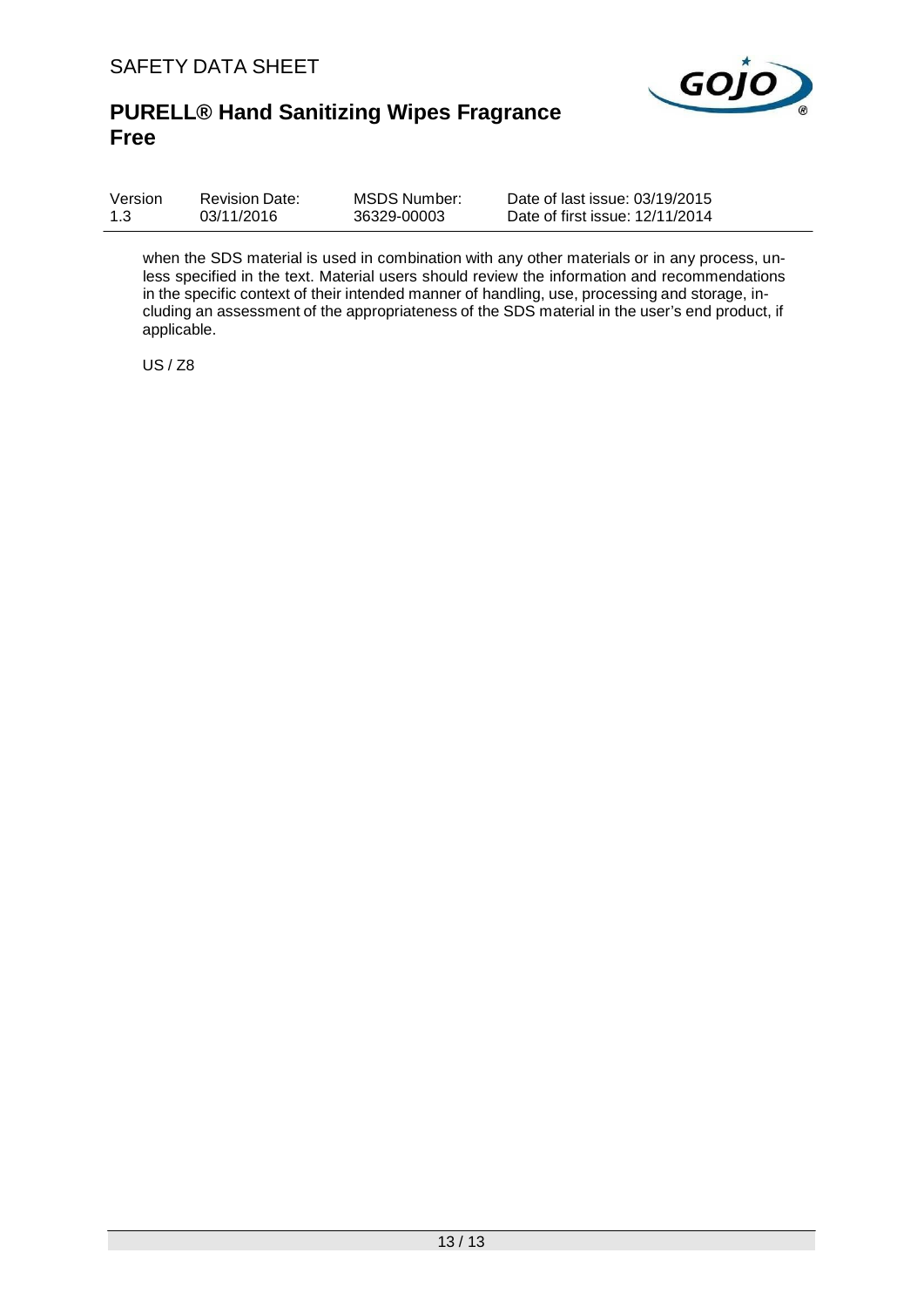when the SDS material is used in combination with any other materials or in any process, unless specified in the text. Material users should review the information and recommendations in the specific context of their intended manner of handling, use, processing and storage, including an assessment of the appropriateness of the SDS material in the user's end product, if applicable.

US / Z8